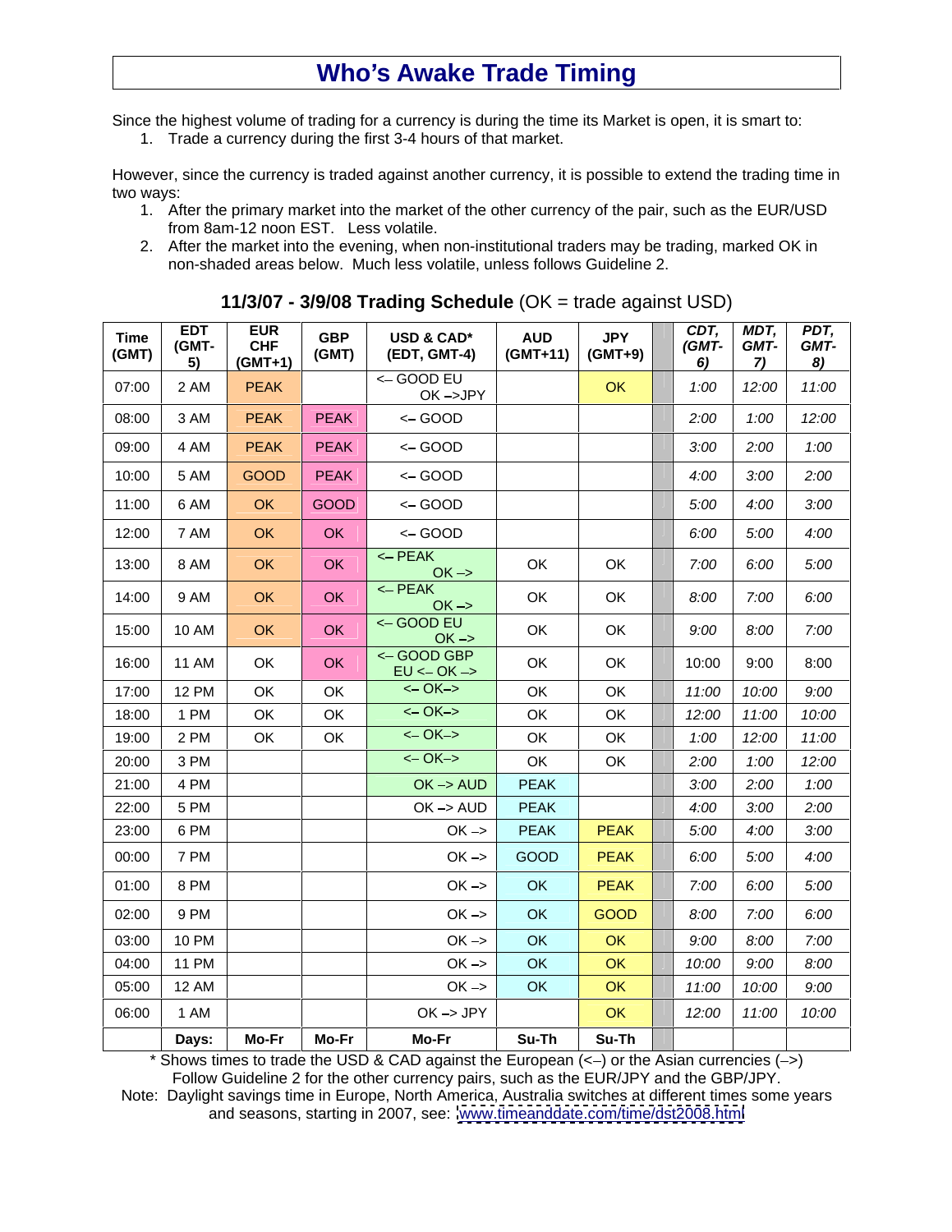# Who's Awake Trade Timing

Since the highest volume of trading for a currency is during the time its Market is open, it is smart to:

1. Trade a currency during the first 3-4 hours of that market.

However, since the currency is traded against another currency, it is possible to extend the trading time in two ways:

1. After the primary market into the market of the other currency of the pair, such as the EUR/USD from 8am-12 noon EST. Less volatile.
2. After the market into the evening, when non-institutional traders may be trading, marked OK in non-shaded areas below. Much less volatile, unless follows Guideline 2.

## 11/3/07 - 3/9/08 Trading Schedule (OK = trade against USD)

| Time (GMT) | EDT (GMT-5) | EUR CHF (GMT+1) | GBP (GMT) | USD & CAD* (EDT, GMT-4) | AUD (GMT+11) | JPY (GMT+9) | | CDT, (GMT-6) | MDT, GMT-7) | PDT, GMT-8) |
|---|---|---|---|---|---|---|---|---|---|---|
| 07:00 | 2 AM | PEAK | | <– GOOD EU OK –>JPY | | OK | | 1:00 | 12:00 | 11:00 |
| 08:00 | 3 AM | PEAK | PEAK | <– GOOD | | | | 2:00 | 1:00 | 12:00 |
| 09:00 | 4 AM | PEAK | PEAK | <– GOOD | | | | 3:00 | 2:00 | 1:00 |
| 10:00 | 5 AM | GOOD | PEAK | <– GOOD | | | | 4:00 | 3:00 | 2:00 |
| 11:00 | 6 AM | OK | GOOD | <– GOOD | | | | 5:00 | 4:00 | 3:00 |
| 12:00 | 7 AM | OK | OK | <– GOOD | | | | 6:00 | 5:00 | 4:00 |
| 13:00 | 8 AM | OK | OK | <– PEAK OK –> | OK | OK | | 7:00 | 6:00 | 5:00 |
| 14:00 | 9 AM | OK | OK | <– PEAK OK –> | OK | OK | | 8:00 | 7:00 | 6:00 |
| 15:00 | 10 AM | OK | OK | <– GOOD EU OK –> | OK | OK | | 9:00 | 8:00 | 7:00 |
| 16:00 | 11 AM | OK | OK | <– GOOD GBP EU <– OK –> | OK | OK | | 10:00 | 9:00 | 8:00 |
| 17:00 | 12 PM | OK | OK | <– OK–> | OK | OK | | 11:00 | 10:00 | 9:00 |
| 18:00 | 1 PM | OK | OK | <– OK–> | OK | OK | | 12:00 | 11:00 | 10:00 |
| 19:00 | 2 PM | OK | OK | <– OK–> | OK | OK | | 1:00 | 12:00 | 11:00 |
| 20:00 | 3 PM | | | <– OK–> | OK | OK | | 2:00 | 1:00 | 12:00 |
| 21:00 | 4 PM | | | OK –> AUD | PEAK | | | 3:00 | 2:00 | 1:00 |
| 22:00 | 5 PM | | | OK –> AUD | PEAK | | | 4:00 | 3:00 | 2:00 |
| 23:00 | 6 PM | | | OK –> | PEAK | PEAK | | 5:00 | 4:00 | 3:00 |
| 00:00 | 7 PM | | | OK –> | GOOD | PEAK | | 6:00 | 5:00 | 4:00 |
| 01:00 | 8 PM | | | OK –> | OK | PEAK | | 7:00 | 6:00 | 5:00 |
| 02:00 | 9 PM | | | OK –> | OK | GOOD | | 8:00 | 7:00 | 6:00 |
| 03:00 | 10 PM | | | OK –> | OK | OK | | 9:00 | 8:00 | 7:00 |
| 04:00 | 11 PM | | | OK –> | OK | OK | | 10:00 | 9:00 | 8:00 |
| 05:00 | 12 AM | | | OK –> | OK | OK | | 11:00 | 10:00 | 9:00 |
| 06:00 | 1 AM | | | OK –> JPY | | OK | | 12:00 | 11:00 | 10:00 |
| | Days: | Mo-Fr | Mo-Fr | Mo-Fr | Su-Th | Su-Th | | | | |

\* Shows times to trade the USD & CAD against the European (<–) or the Asian currencies (–>)
Follow Guideline 2 for the other currency pairs, such as the EUR/JPY and the GBP/JPY.
Note: Daylight savings time in Europe, North America, Australia switches at different times some years and seasons, starting in 2007, see: www.timeanddate.com/time/dst2008.html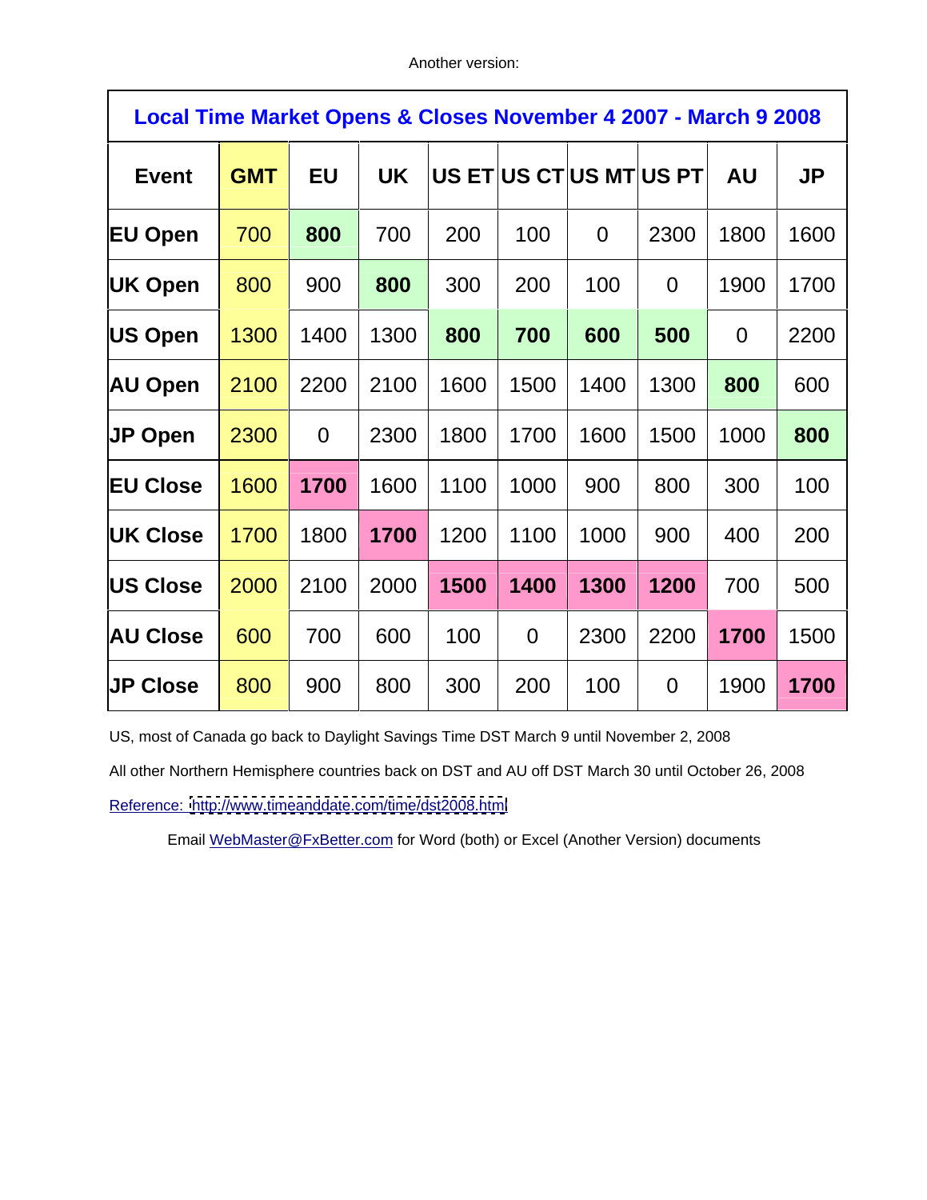Another version:

**Local Time Market Opens & Closes November 4 2007 - March 9 2008**

| Event | GMT | EU | UK | US ET | US CT | US MT | US PT | AU | JP |
|---|---|---|---|---|---|---|---|---|---|
| **EU Open** | 700 | **800** | 700 | 200 | 100 | 0 | 2300 | 1800 | 1600 |
| **UK Open** | 800 | 900 | **800** | 300 | 200 | 100 | 0 | 1900 | 1700 |
| **US Open** | 1300 | 1400 | 1300 | **800** | **700** | **600** | **500** | 0 | 2200 |
| **AU Open** | 2100 | 2200 | 2100 | 1600 | 1500 | 1400 | 1300 | **800** | 600 |
| **JP Open** | 2300 | 0 | 2300 | 1800 | 1700 | 1600 | 1500 | 1000 | **800** |
| **EU Close** | 1600 | **1700** | 1600 | 1100 | 1000 | 900 | 800 | 300 | 100 |
| **UK Close** | 1700 | 1800 | **1700** | 1200 | 1100 | 1000 | 900 | 400 | 200 |
| **US Close** | 2000 | 2100 | 2000 | **1500** | **1400** | **1300** | **1200** | 700 | 500 |
| **AU Close** | 600 | 700 | 600 | 100 | 0 | 2300 | 2200 | **1700** | 1500 |
| **JP Close** | 800 | 900 | 800 | 300 | 200 | 100 | 0 | 1900 | **1700** |

US, most of Canada go back to Daylight Savings Time DST March 9 until November 2, 2008

All other Northern Hemisphere countries back on DST and AU off DST March 30 until October 26, 2008

Reference: http://www.timeanddate.com/time/dst2008.html

Email WebMaster@FxBetter.com for Word (both) or Excel (Another Version) documents